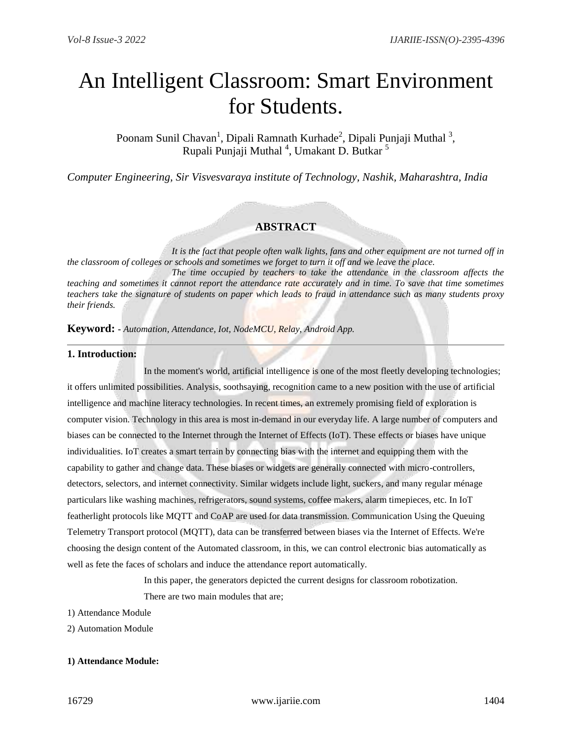# An Intelligent Classroom: Smart Environment for Students.

Poonam Sunil Chavan[1], Dipali Ramnath Kurhade[2], Dipali Punjaji Muthal [3], Rupali Punjaji Muthal [4], Umakant D. Butkar [5]

*Computer Engineering, Sir Visvesvaraya institute of Technology, Nashik, Maharashtra, India*

## ABSTRACT

*It is the fact that people often walk lights, fans and other equipment are not turned off in the classroom of colleges or schools and sometimes we forget to turn it off and we leave the place.*

*The time occupied by teachers to take the attendance in the classroom affects the teaching and sometimes it cannot report the attendance rate accurately and in time. To save that time sometimes teachers take the signature of students on paper which leads to fraud in attendance such as many students proxy their friends.*

**Keyword:** - *Automation, Attendance, Iot, NodeMCU, Relay, Android App.*

---

### 1. Introduction:

In the moment's world, artificial intelligence is one of the most fleetly developing technologies; it offers unlimited possibilities. Analysis, soothsaying, recognition came to a new position with the use of artificial intelligence and machine literacy technologies. In recent times, an extremely promising field of exploration is computer vision. Technology in this area is most in-demand in our everyday life. A large number of computers and biases can be connected to the Internet through the Internet of Effects (IoT). These effects or biases have unique individualities. IoT creates a smart terrain by connecting bias with the internet and equipping them with the capability to gather and change data. These biases or widgets are generally connected with micro-controllers, detectors, selectors, and internet connectivity. Similar widgets include light, suckers, and many regular ménage particulars like washing machines, refrigerators, sound systems, coffee makers, alarm timepieces, etc. In IoT featherlight protocols like MQTT and CoAP are used for data transmission. Communication Using the Queuing Telemetry Transport protocol (MQTT), data can be transferred between biases via the Internet of Effects. We're choosing the design content of the Automated classroom, in this, we can control electronic bias automatically as well as fete the faces of scholars and induce the attendance report automatically.

In this paper, the generators depicted the current designs for classroom robotization.

There are two main modules that are;

1) Attendance Module

2) Automation Module

**1) Attendance Module:**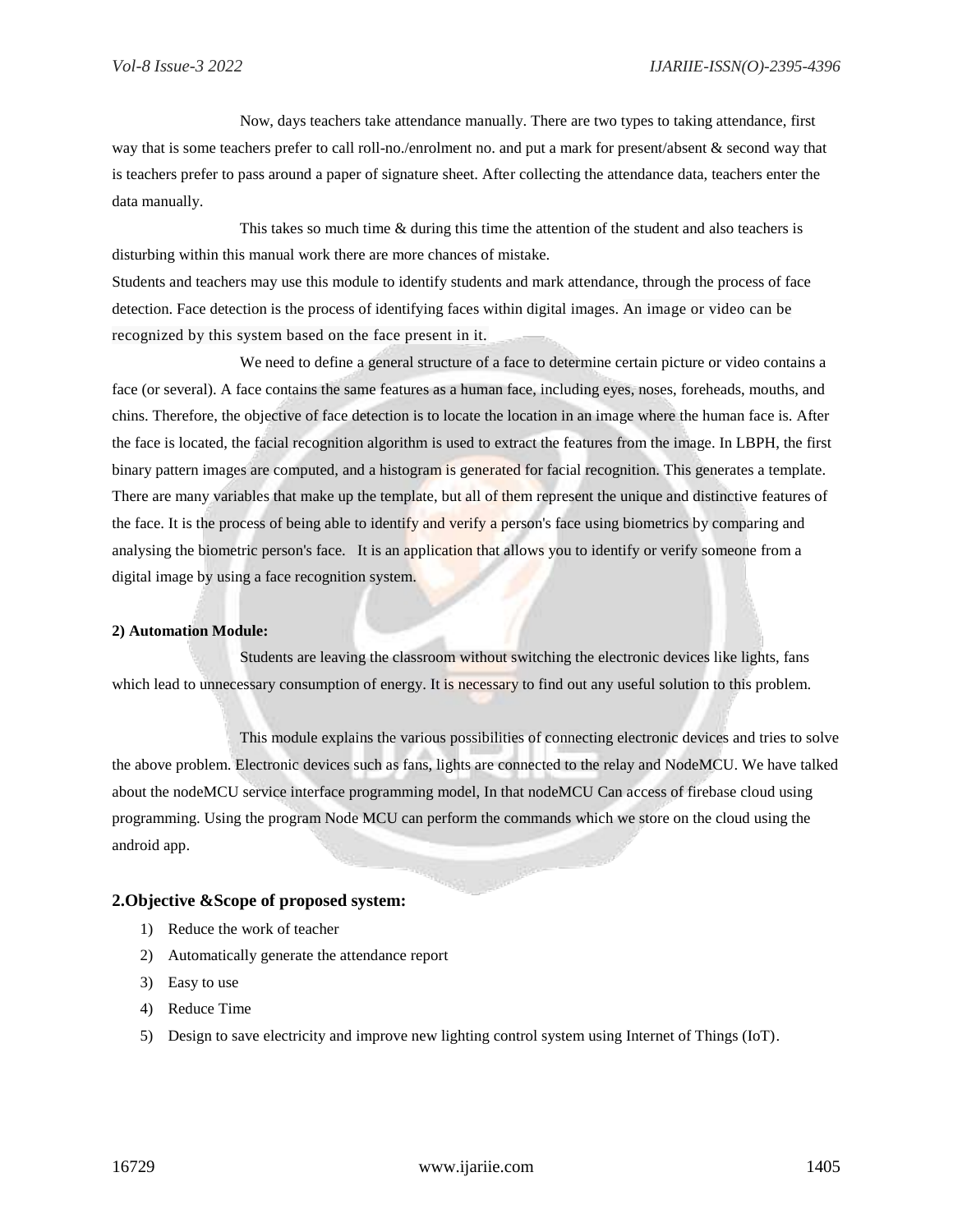Now, days teachers take attendance manually. There are two types to taking attendance, first way that is some teachers prefer to call roll-no./enrolment no. and put a mark for present/absent & second way that is teachers prefer to pass around a paper of signature sheet. After collecting the attendance data, teachers enter the data manually.

This takes so much time & during this time the attention of the student and also teachers is disturbing within this manual work there are more chances of mistake.

Students and teachers may use this module to identify students and mark attendance, through the process of face detection. Face detection is the process of identifying faces within digital images. An image or video can be recognized by this system based on the face present in it.

We need to define a general structure of a face to determine certain picture or video contains a face (or several). A face contains the same features as a human face, including eyes, noses, foreheads, mouths, and chins. Therefore, the objective of face detection is to locate the location in an image where the human face is. After the face is located, the facial recognition algorithm is used to extract the features from the image. In LBPH, the first binary pattern images are computed, and a histogram is generated for facial recognition. This generates a template. There are many variables that make up the template, but all of them represent the unique and distinctive features of the face. It is the process of being able to identify and verify a person's face using biometrics by comparing and analysing the biometric person's face. It is an application that allows you to identify or verify someone from a digital image by using a face recognition system.

**2) Automation Module:**

Students are leaving the classroom without switching the electronic devices like lights, fans which lead to unnecessary consumption of energy. It is necessary to find out any useful solution to this problem.

This module explains the various possibilities of connecting electronic devices and tries to solve the above problem. Electronic devices such as fans, lights are connected to the relay and NodeMCU. We have talked about the nodeMCU service interface programming model, In that nodeMCU Can access of firebase cloud using programming. Using the program Node MCU can perform the commands which we store on the cloud using the android app.

## 2.Objective &Scope of proposed system:

1) Reduce the work of teacher
2) Automatically generate the attendance report
3) Easy to use
4) Reduce Time
5) Design to save electricity and improve new lighting control system using Internet of Things (IoT).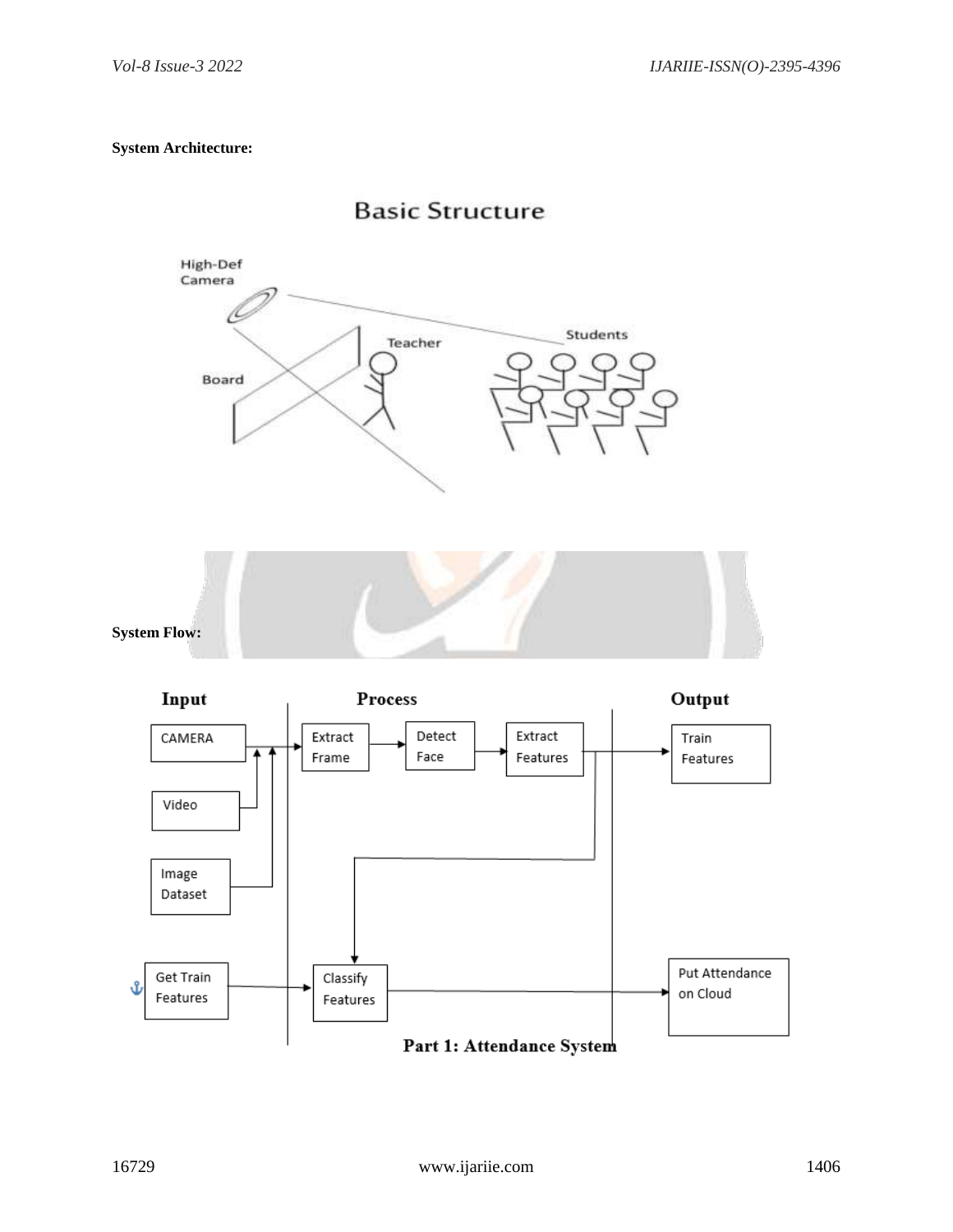**System Architecture:**

**System Flow:**

Part 1: Attendance System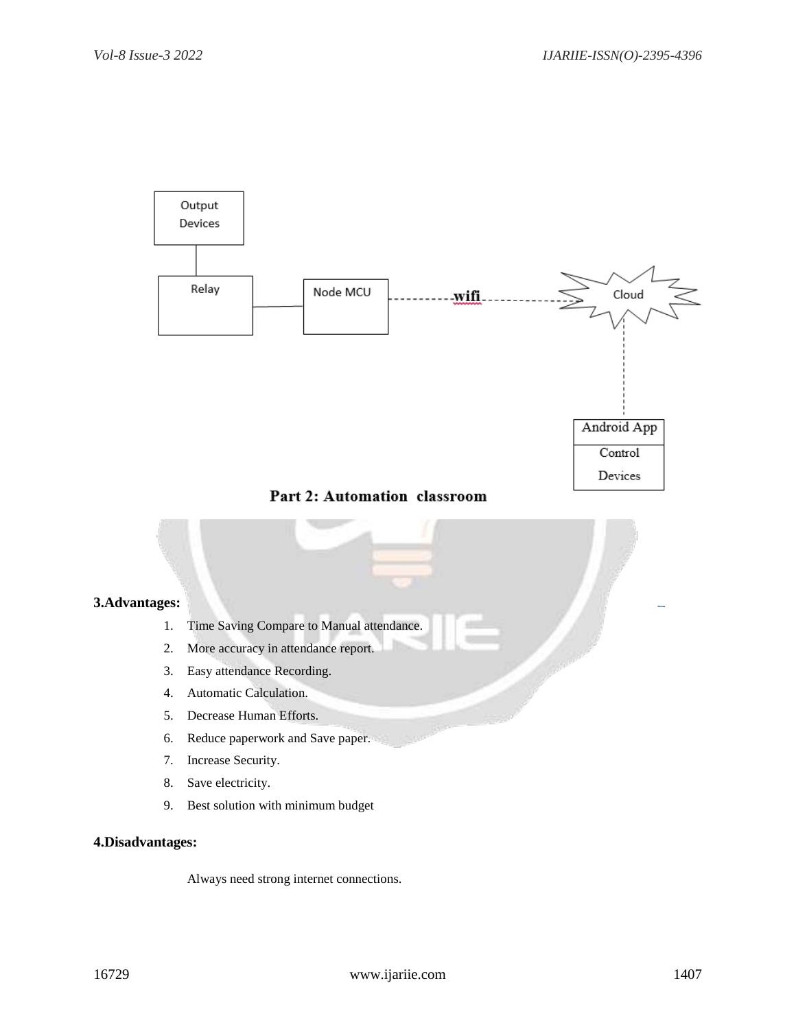Part 2: Automation classroom

## 3.Advantages:

1. Time Saving Compare to Manual attendance.
2. More accuracy in attendance report.
3. Easy attendance Recording.
4. Automatic Calculation.
5. Decrease Human Efforts.
6. Reduce paperwork and Save paper.
7. Increase Security.
8. Save electricity.
9. Best solution with minimum budget

## 4.Disadvantages:

Always need strong internet connections.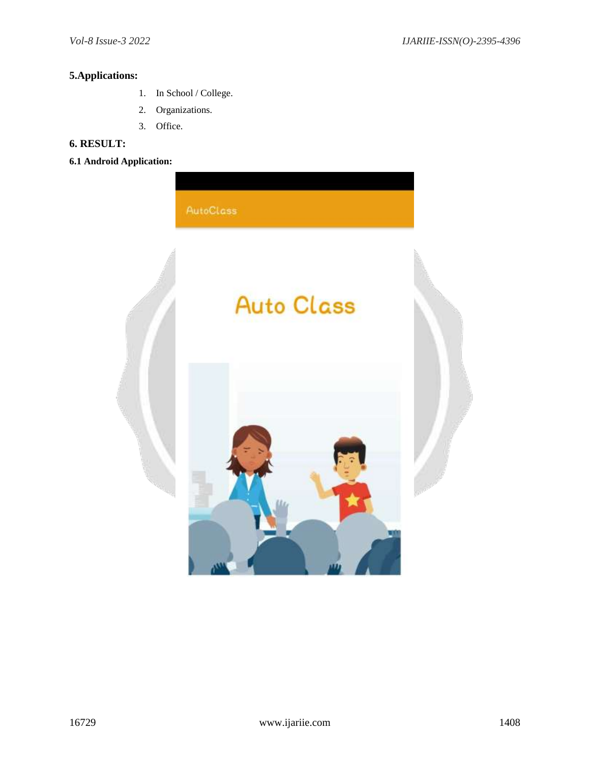## 5.Applications:

1. In School / College.
2. Organizations.
3. Office.

## 6. RESULT:

### 6.1 Android Application: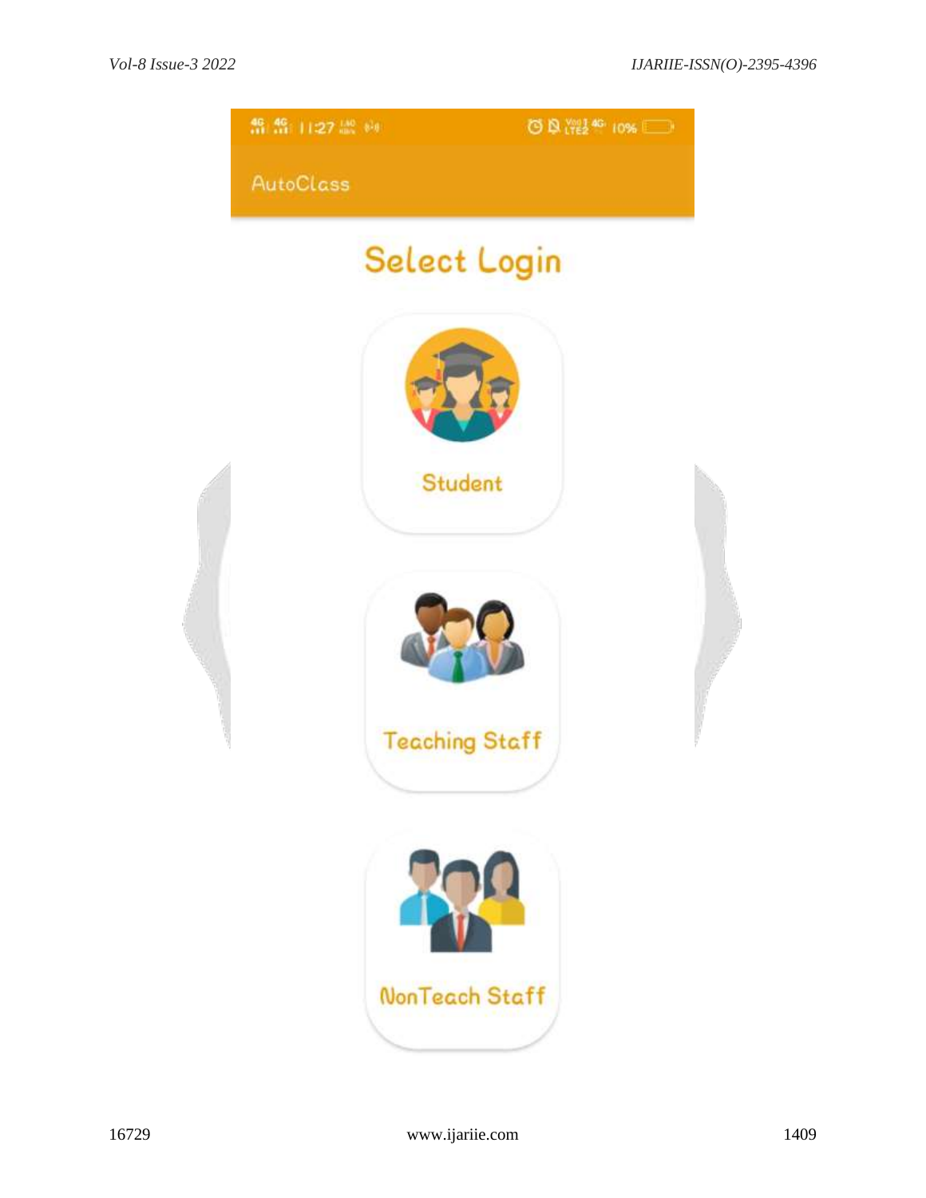AutoClass

Select Login

Student

Teaching Staff

NonTeach Staff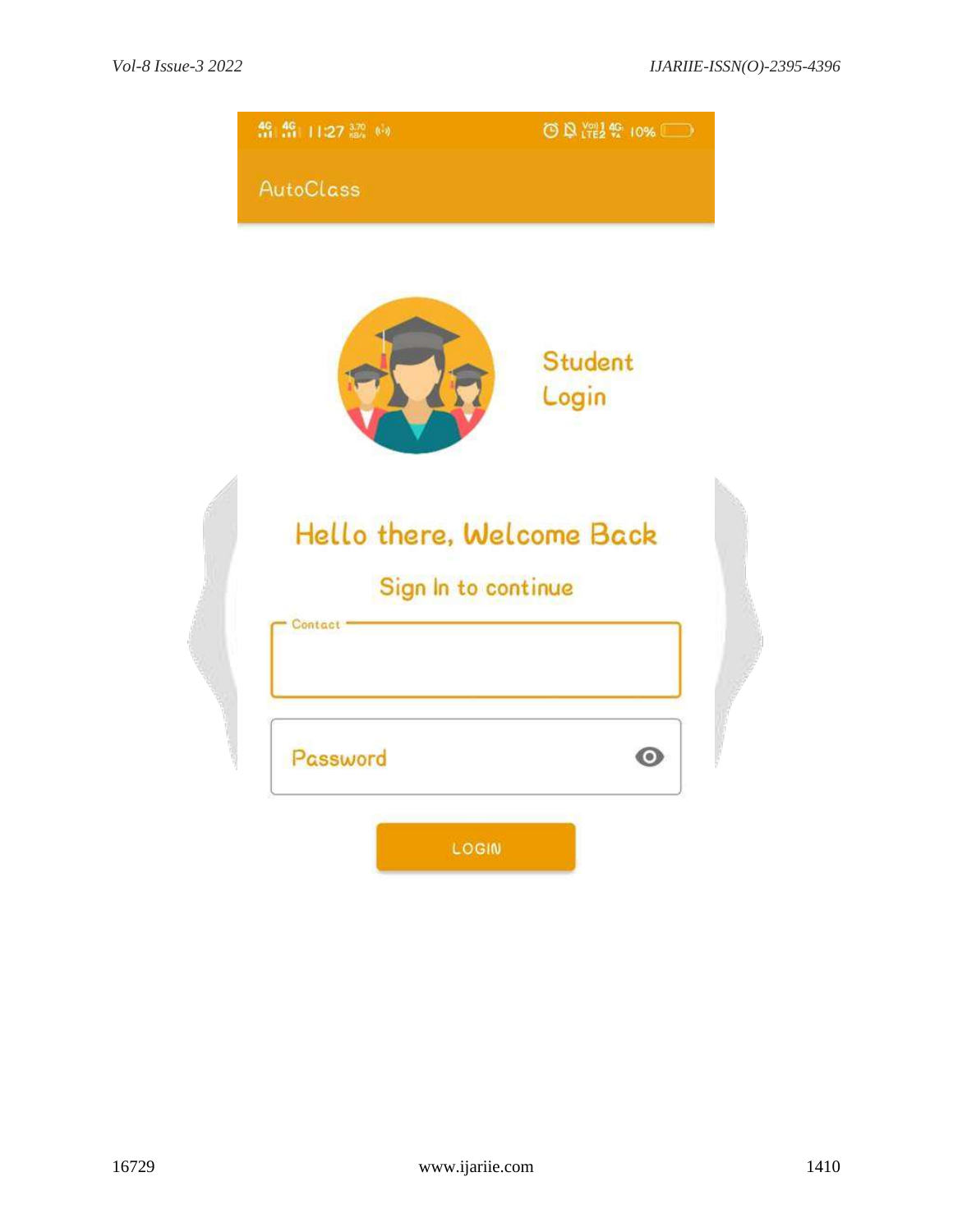AutoClass

Student Login

Hello there, Welcome Back

Sign In to continue

Contact

Password

LOGIN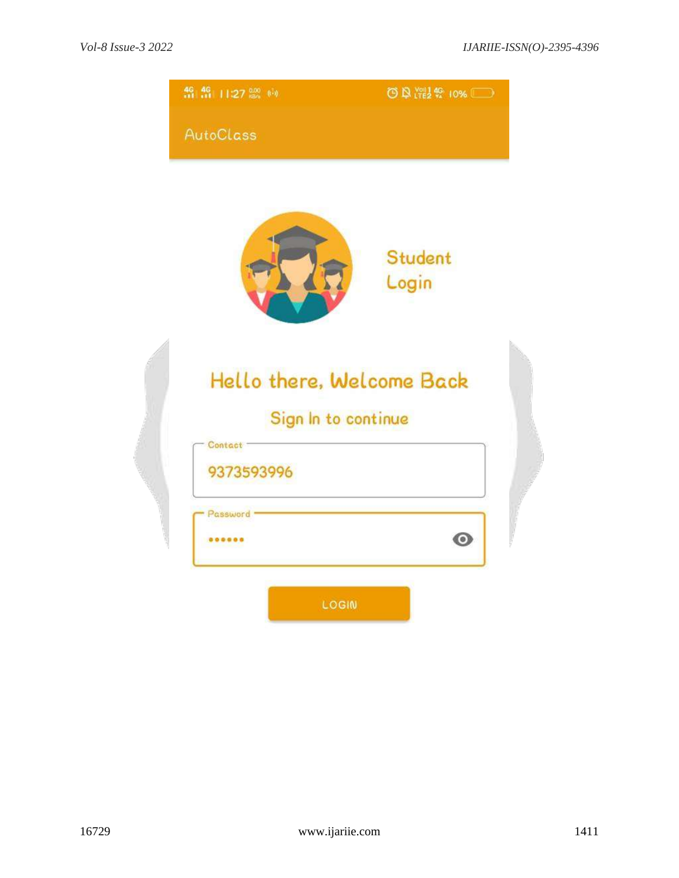AutoClass

Student Login

Hello there, Welcome Back

Sign In to continue

Contact

9373593996

Password

••••••

LOGIN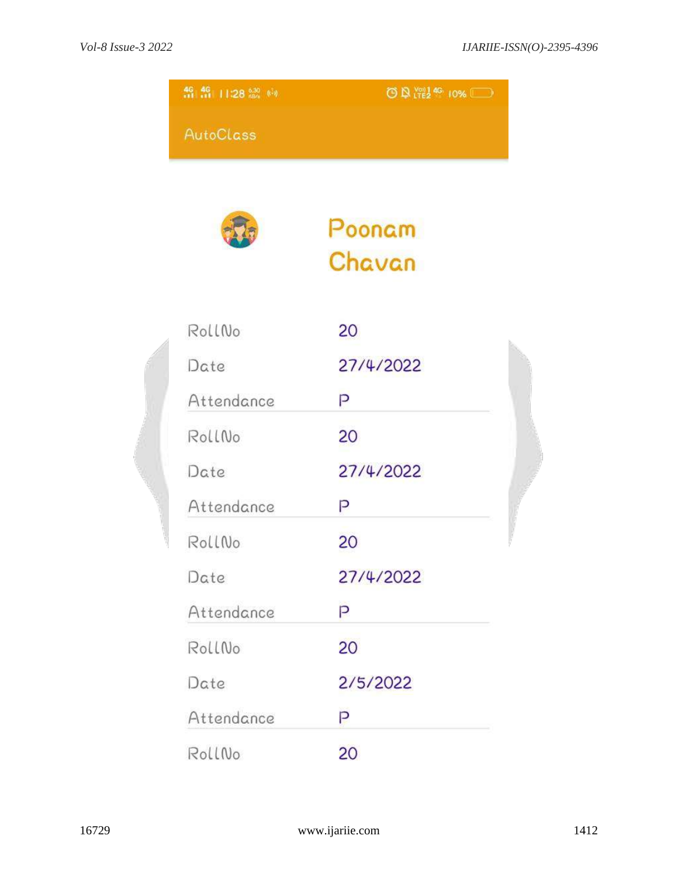AutoClass

Poonam Chavan

| | |
|---|---|
| RollNo | 20 |
| Date | 27/4/2022 |
| Attendance | P |
| RollNo | 20 |
| Date | 27/4/2022 |
| Attendance | P |
| RollNo | 20 |
| Date | 27/4/2022 |
| Attendance | P |
| RollNo | 20 |
| Date | 2/5/2022 |
| Attendance | P |
| RollNo | 20 |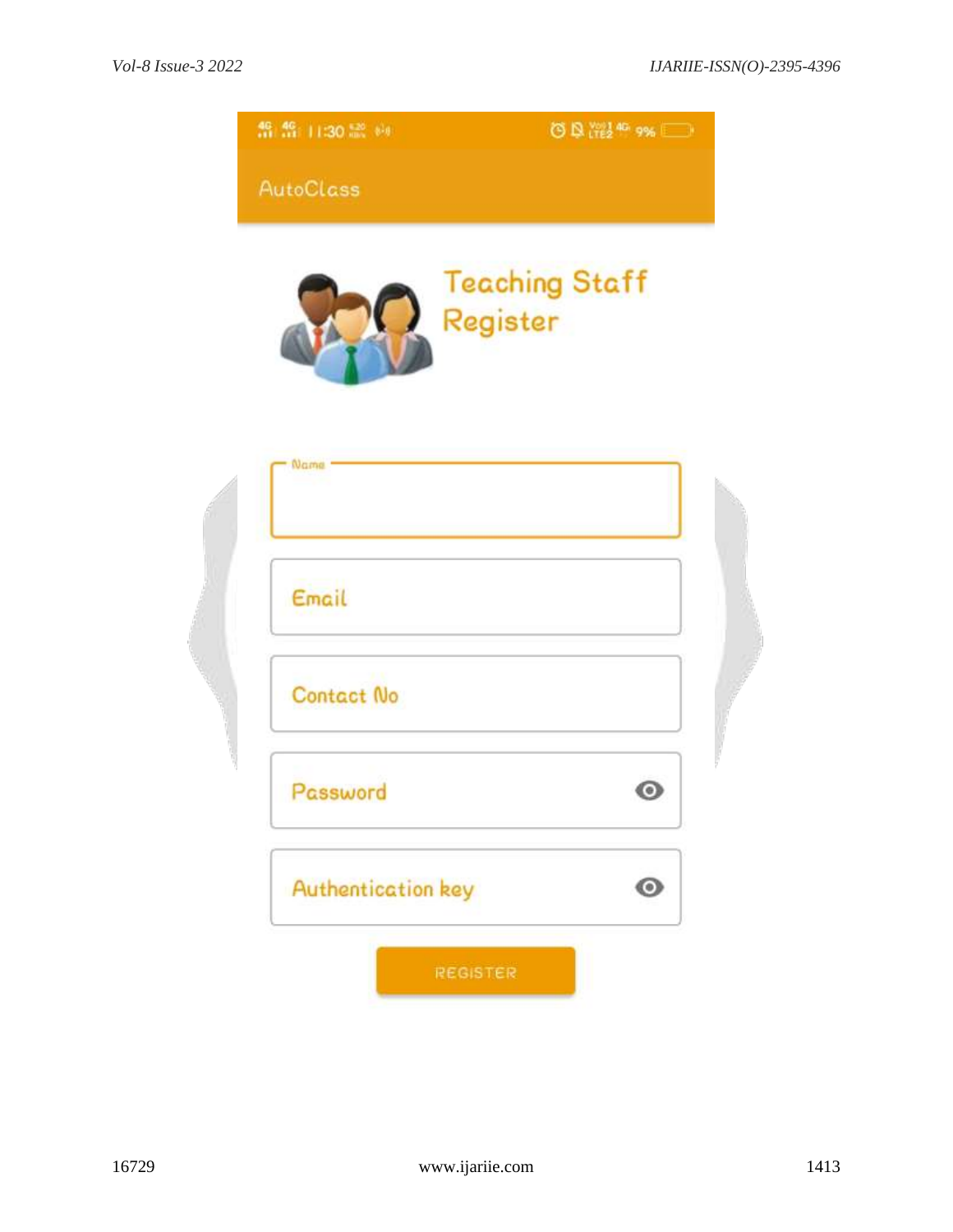AutoClass

Teaching Staff Register

Name

Email

Contact No

Password

Authentication key

REGISTER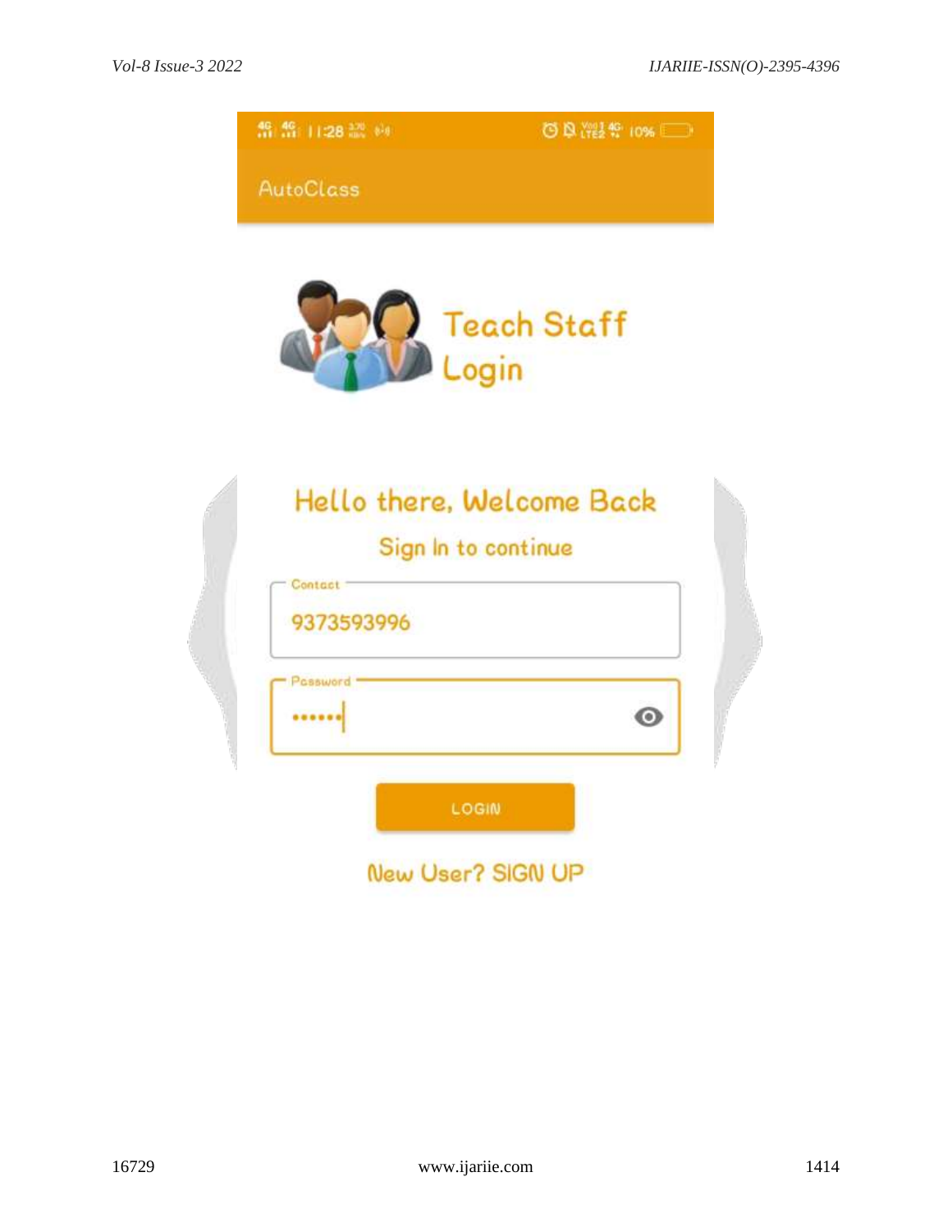AutoClass

Teach Staff Login

Hello there, Welcome Back

Sign In to continue

Contact

9373593996

Password

••••••

LOGIN

New User? SIGN UP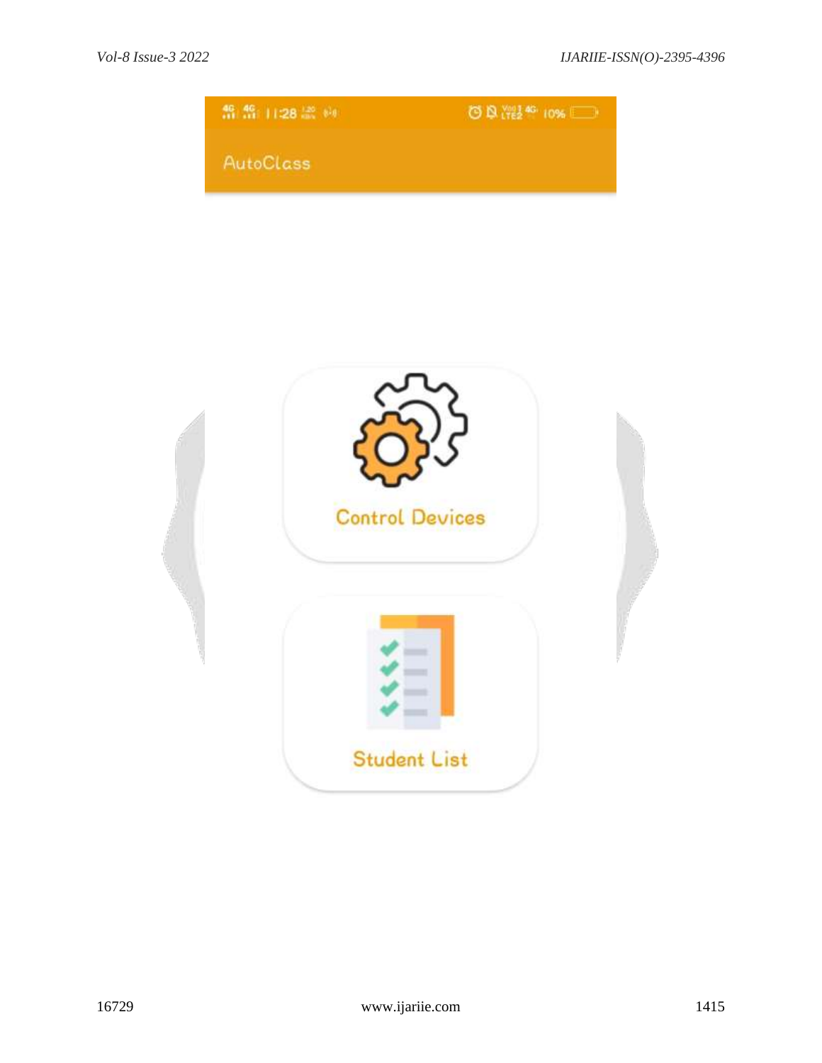AutoClass

Control Devices

Student List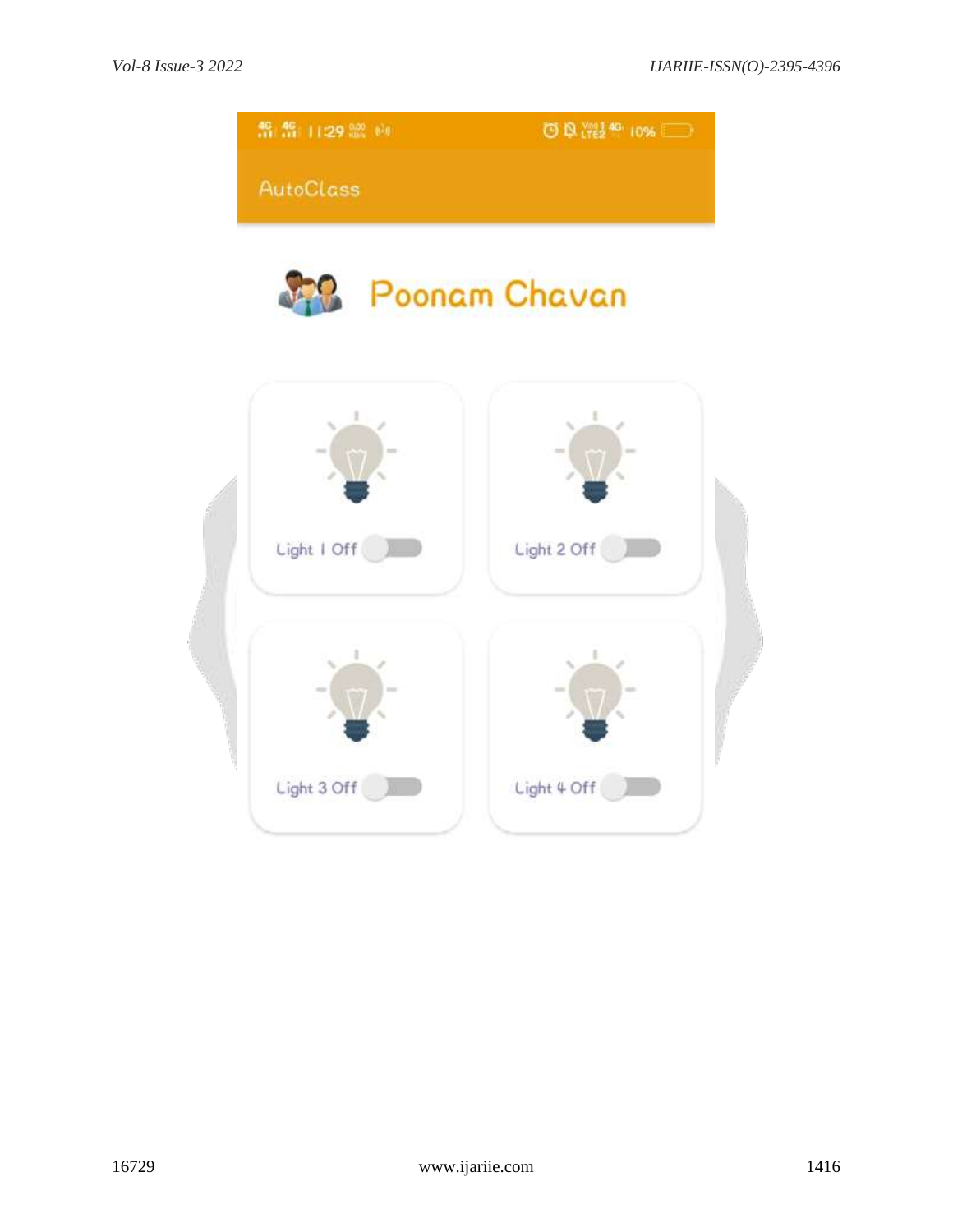AutoClass

Poonam Chavan

Light 1 Off

Light 2 Off

Light 3 Off

Light 4 Off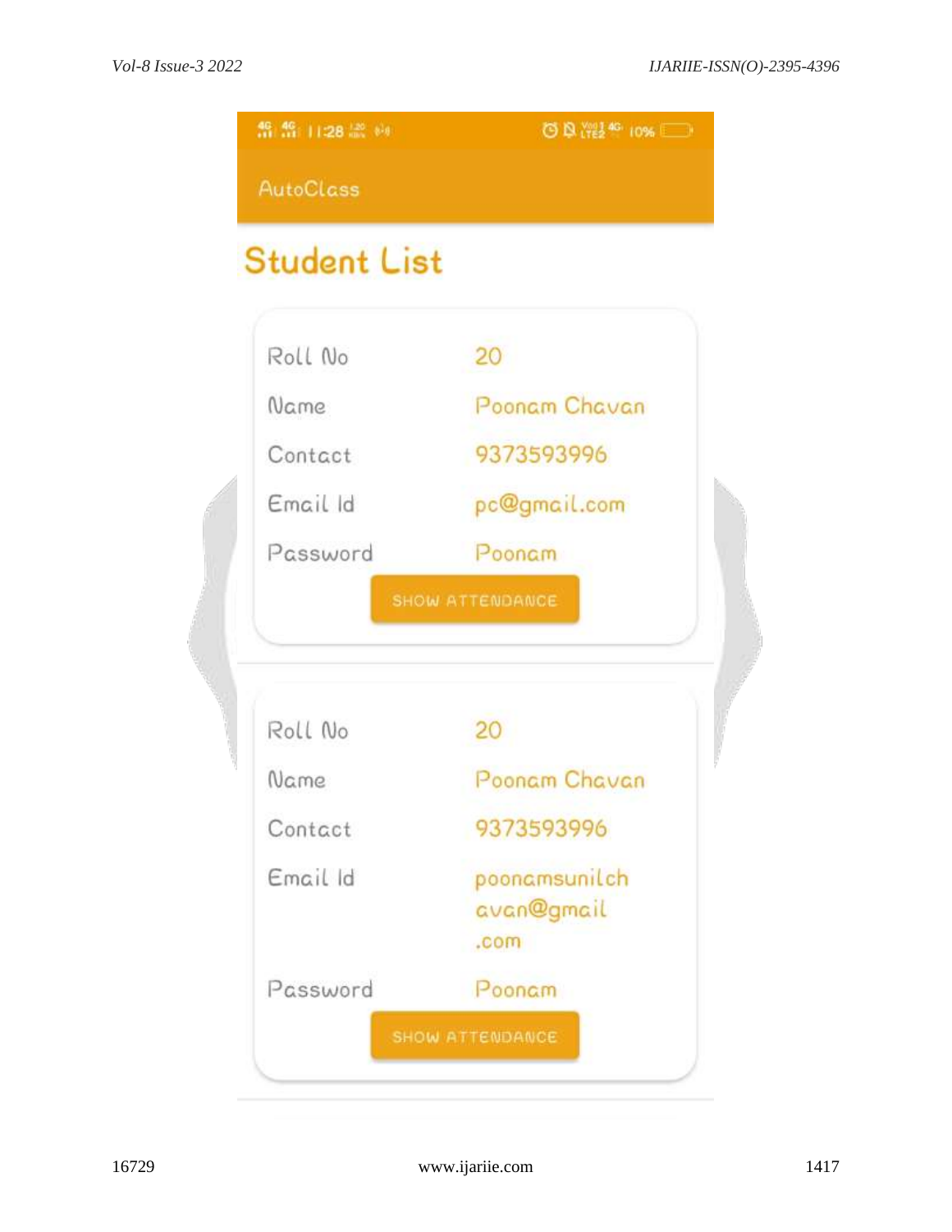AutoClass

# Student List

| Roll No | 20 |
|---|---|
| Name | Poonam Chavan |
| Contact | 9373593996 |
| Email Id | pc@gmail.com |
| Password | Poonam |

SHOW ATTENDANCE

| Roll No | 20 |
|---|---|
| Name | Poonam Chavan |
| Contact | 9373593996 |
| Email Id | poonamsunilchavan@gmail.com |
| Password | Poonam |

SHOW ATTENDANCE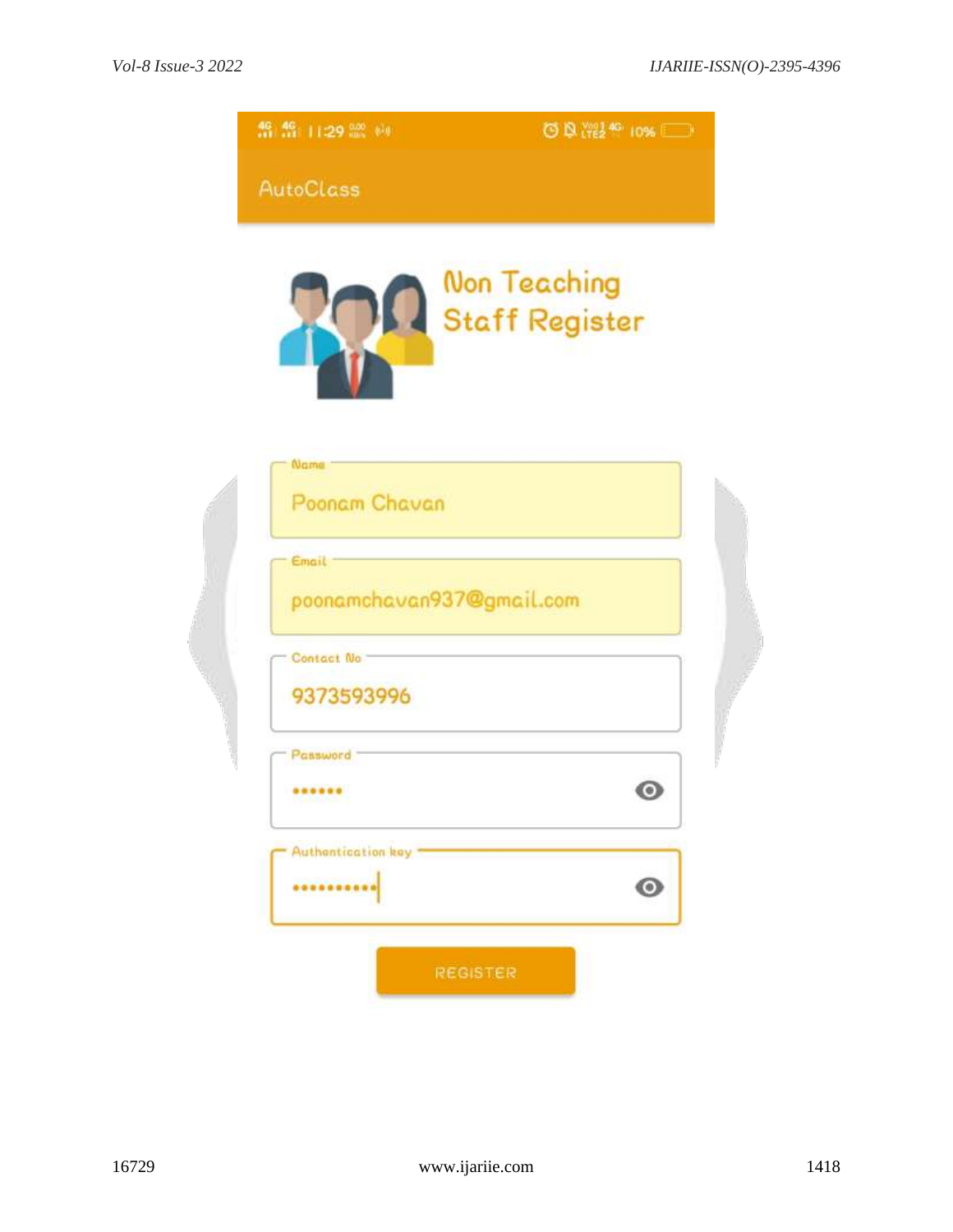AutoClass

Non Teaching Staff Register

Name

Poonam Chavan

Email

poonamchavan937@gmail.com

Contact No

9373593996

Password

••••••

Authentication key

••••••••••

REGISTER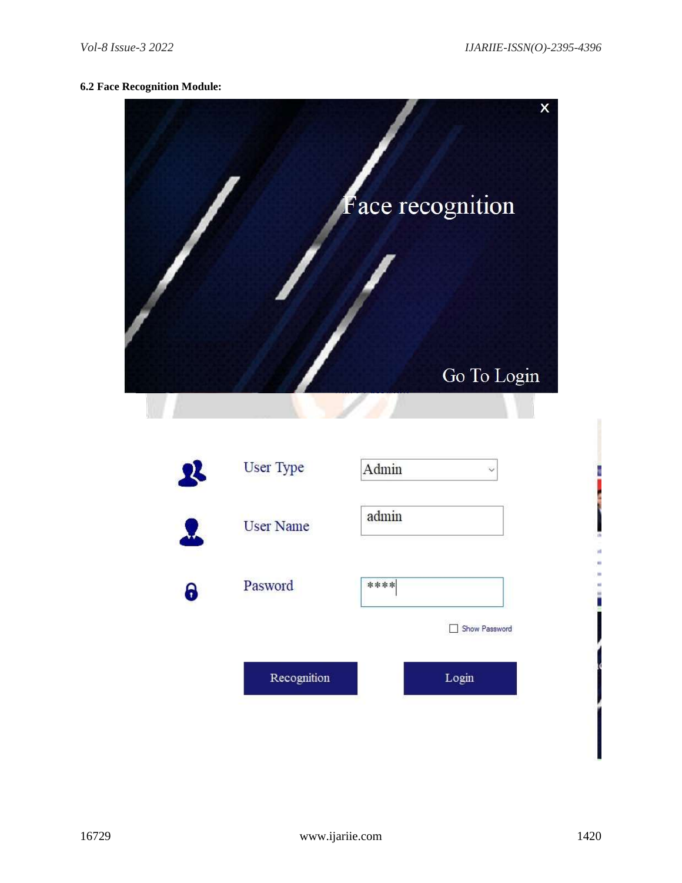**6.2 Face Recognition Module:**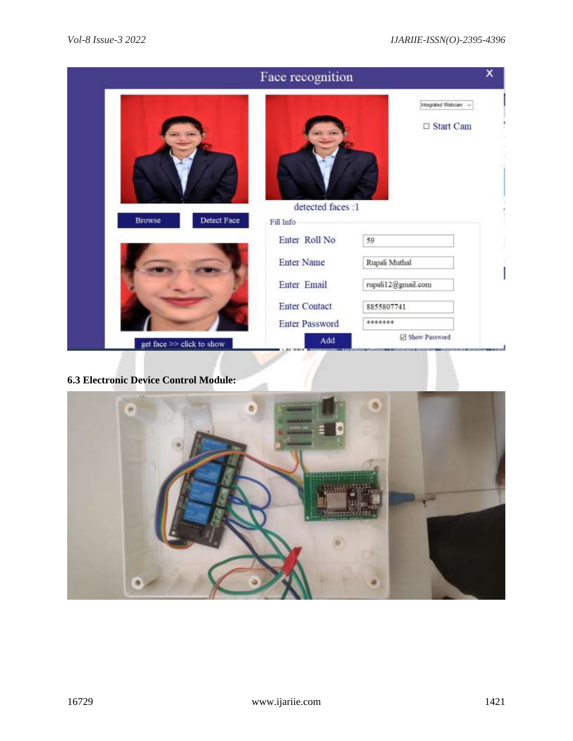### 6.3 Electronic Device Control Module: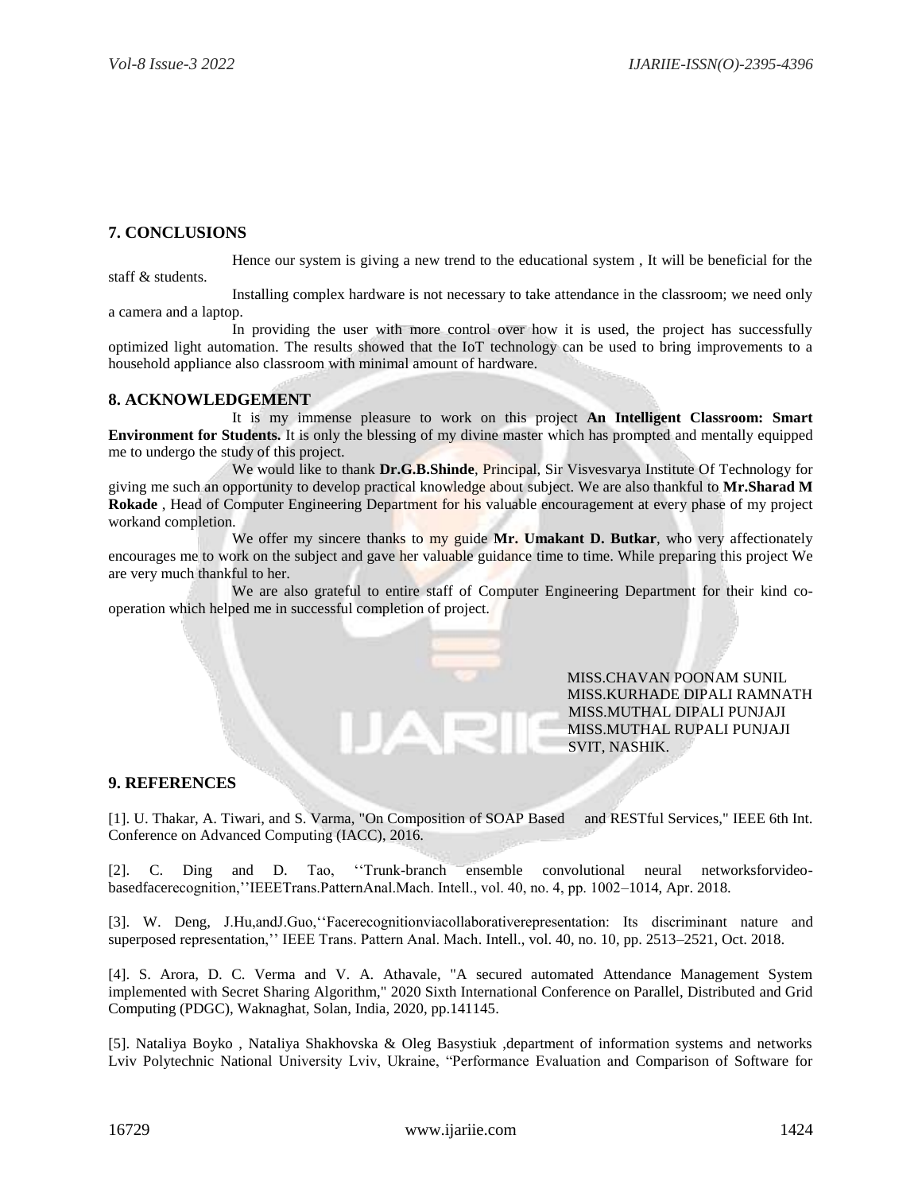## 7. CONCLUSIONS

Hence our system is giving a new trend to the educational system , It will be beneficial for the staff & students.

Installing complex hardware is not necessary to take attendance in the classroom; we need only a camera and a laptop.

In providing the user with more control over how it is used, the project has successfully optimized light automation. The results showed that the IoT technology can be used to bring improvements to a household appliance also classroom with minimal amount of hardware.

## 8. ACKNOWLEDGEMENT

It is my immense pleasure to work on this project **An Intelligent Classroom: Smart Environment for Students.** It is only the blessing of my divine master which has prompted and mentally equipped me to undergo the study of this project.

We would like to thank **Dr.G.B.Shinde**, Principal, Sir Visvesvarya Institute Of Technology for giving me such an opportunity to develop practical knowledge about subject. We are also thankful to **Mr.Sharad M Rokade** , Head of Computer Engineering Department for his valuable encouragement at every phase of my project workand completion.

We offer my sincere thanks to my guide **Mr. Umakant D. Butkar**, who very affectionately encourages me to work on the subject and gave her valuable guidance time to time. While preparing this project We are very much thankful to her.

We are also grateful to entire staff of Computer Engineering Department for their kind co-operation which helped me in successful completion of project.

MISS.CHAVAN POONAM SUNIL
MISS.KURHADE DIPALI RAMNATH
MISS.MUTHAL DIPALI PUNJAJI
MISS.MUTHAL RUPALI PUNJAJI
SVIT, NASHIK.

## 9. REFERENCES

[1]. U. Thakar, A. Tiwari, and S. Varma, "On Composition of SOAP Based and RESTful Services," IEEE 6th Int. Conference on Advanced Computing (IACC), 2016.

[2]. C. Ding and D. Tao, ''Trunk-branch ensemble convolutional neural networksforvideo-basedfacerecognition,''IEEETrans.PatternAnal.Mach. Intell., vol. 40, no. 4, pp. 1002–1014, Apr. 2018.

[3]. W. Deng, J.Hu,andJ.Guo,''Facerecognitionviacollaborativerepresentation: Its discriminant nature and superposed representation,'' IEEE Trans. Pattern Anal. Mach. Intell., vol. 40, no. 10, pp. 2513–2521, Oct. 2018.

[4]. S. Arora, D. C. Verma and V. A. Athavale, "A secured automated Attendance Management System implemented with Secret Sharing Algorithm," 2020 Sixth International Conference on Parallel, Distributed and Grid Computing (PDGC), Waknaghat, Solan, India, 2020, pp.141145.

[5]. Nataliya Boyko , Nataliya Shakhovska & Oleg Basystiuk ,department of information systems and networks Lviv Polytechnic National University Lviv, Ukraine, "Performance Evaluation and Comparison of Software for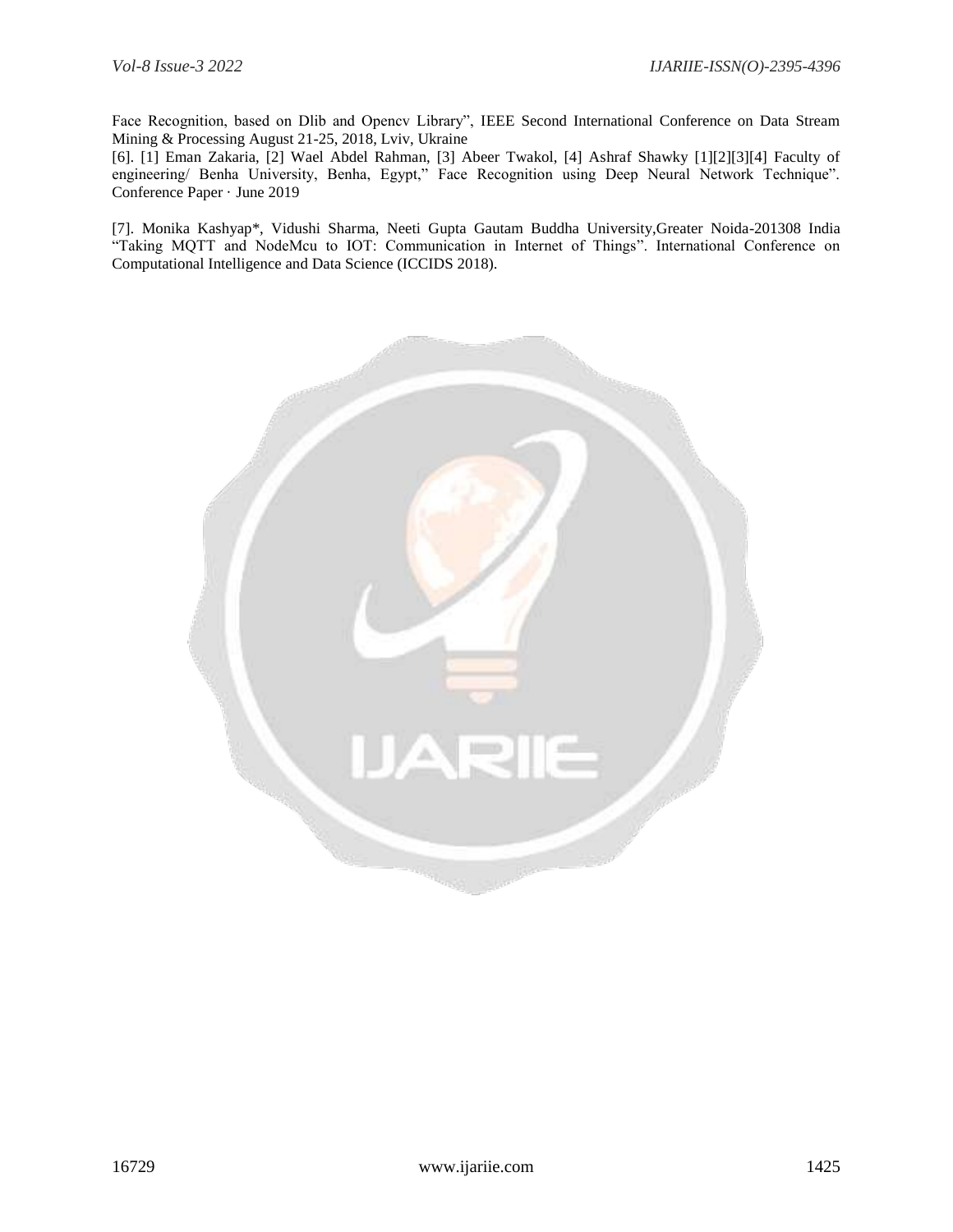Face Recognition, based on Dlib and Opencv Library", IEEE Second International Conference on Data Stream Mining & Processing August 21-25, 2018, Lviv, Ukraine

[6]. [1] Eman Zakaria, [2] Wael Abdel Rahman, [3] Abeer Twakol, [4] Ashraf Shawky [1][2][3][4] Faculty of engineering/ Benha University, Benha, Egypt," Face Recognition using Deep Neural Network Technique". Conference Paper · June 2019

[7]. Monika Kashyap*, Vidushi Sharma, Neeti Gupta Gautam Buddha University,Greater Noida-201308 India "Taking MQTT and NodeMcu to IOT: Communication in Internet of Things". International Conference on Computational Intelligence and Data Science (ICCIDS 2018).